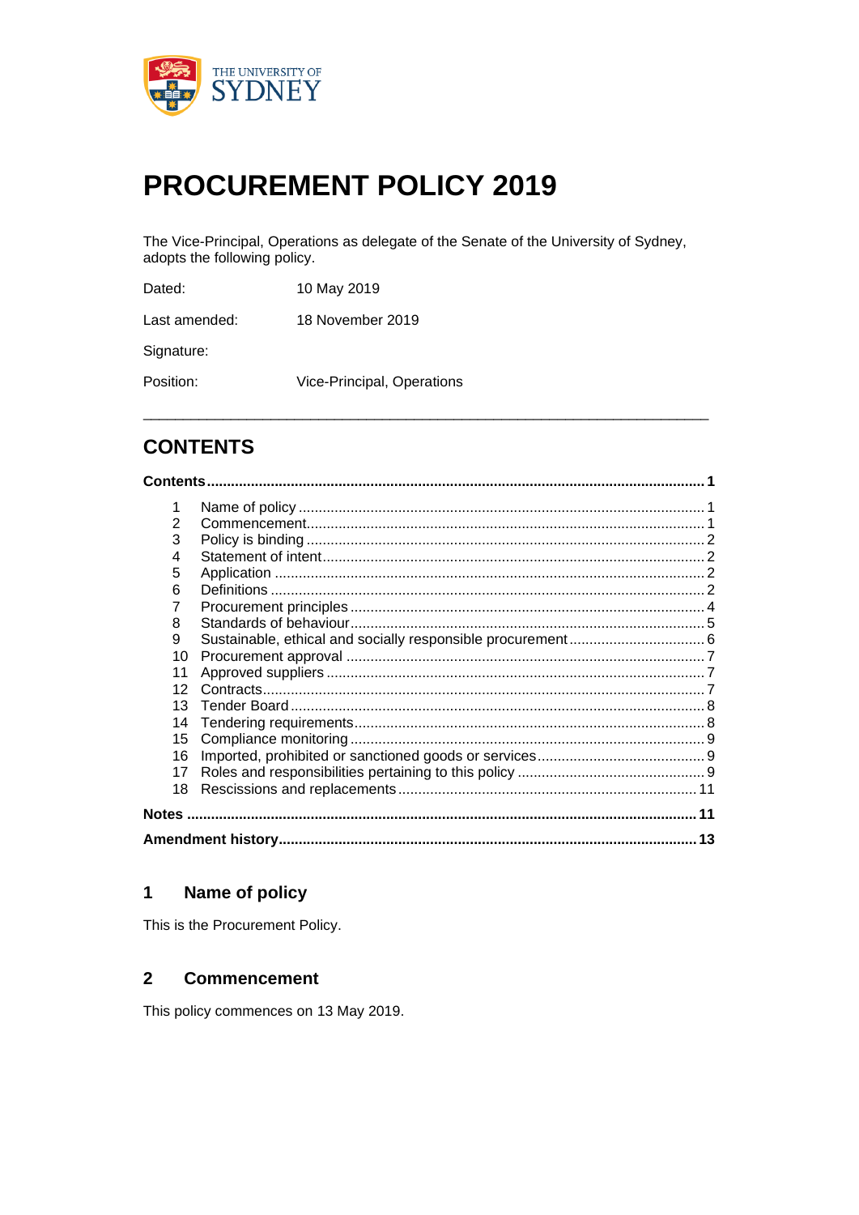# PROCUREMENT POLICY 2019

The Vice-Principal, Operations as delegate of the Senate of the University of Sydney, adopts the following policy.

| | |
|---|---|
| Dated: | 10 May 2019 |
| Last amended: | 18 November 2019 |
| Signature: | |
| Position: | Vice-Principal, Operations |

---

## CONTENTS

**Contents** .......... **1**

| | | |
|---|---|---|
| 1 | Name of policy | 1 |
| 2 | Commencement | 1 |
| 3 | Policy is binding | 2 |
| 4 | Statement of intent | 2 |
| 5 | Application | 2 |
| 6 | Definitions | 2 |
| 7 | Procurement principles | 4 |
| 8 | Standards of behaviour | 5 |
| 9 | Sustainable, ethical and socially responsible procurement | 6 |
| 10 | Procurement approval | 7 |
| 11 | Approved suppliers | 7 |
| 12 | Contracts | 7 |
| 13 | Tender Board | 8 |
| 14 | Tendering requirements | 8 |
| 15 | Compliance monitoring | 9 |
| 16 | Imported, prohibited or sanctioned goods or services | 9 |
| 17 | Roles and responsibilities pertaining to this policy | 9 |
| 18 | Rescissions and replacements | 11 |

**Notes** .......... **11**

**Amendment history** .......... **13**

## 1 Name of policy

This is the Procurement Policy.

## 2 Commencement

This policy commences on 13 May 2019.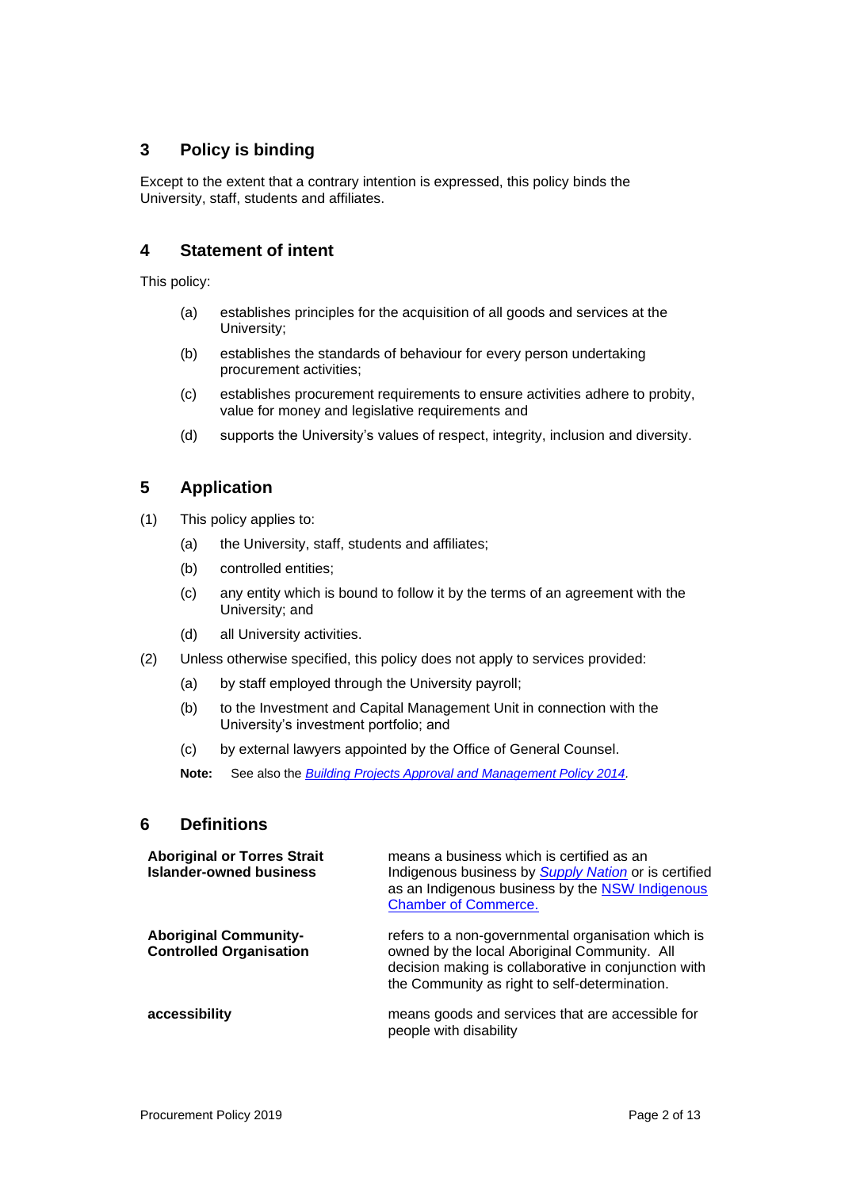## 3 Policy is binding

Except to the extent that a contrary intention is expressed, this policy binds the University, staff, students and affiliates.

## 4 Statement of intent

This policy:

(a) establishes principles for the acquisition of all goods and services at the University;

(b) establishes the standards of behaviour for every person undertaking procurement activities;

(c) establishes procurement requirements to ensure activities adhere to probity, value for money and legislative requirements and

(d) supports the University's values of respect, integrity, inclusion and diversity.

## 5 Application

(1) This policy applies to:

(a) the University, staff, students and affiliates;

(b) controlled entities;

(c) any entity which is bound to follow it by the terms of an agreement with the University; and

(d) all University activities.

(2) Unless otherwise specified, this policy does not apply to services provided:

(a) by staff employed through the University payroll;

(b) to the Investment and Capital Management Unit in connection with the University's investment portfolio; and

(c) by external lawyers appointed by the Office of General Counsel.

**Note:** See also the *Building Projects Approval and Management Policy 2014*.

## 6 Definitions

| | |
|---|---|
| **Aboriginal or Torres Strait Islander-owned business** | means a business which is certified as an Indigenous business by *Supply Nation* or is certified as an Indigenous business by the NSW Indigenous Chamber of Commerce. |
| **Aboriginal Community-Controlled Organisation** | refers to a non-governmental organisation which is owned by the local Aboriginal Community. All decision making is collaborative in conjunction with the Community as right to self-determination. |
| **accessibility** | means goods and services that are accessible for people with disability |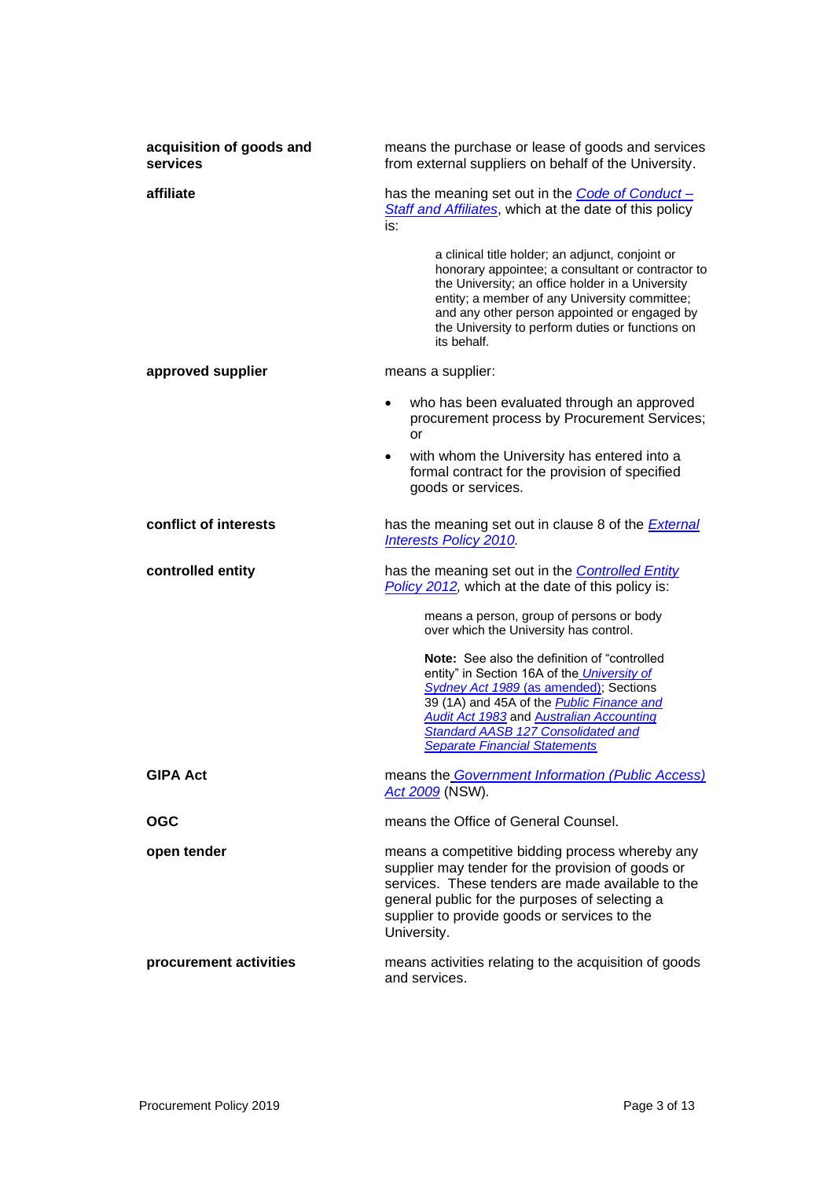| | |
|---|---|
| **acquisition of goods and services** | means the purchase or lease of goods and services from external suppliers on behalf of the University. |
| **affiliate** | has the meaning set out in the *Code of Conduct – Staff and Affiliates*, which at the date of this policy is:<br><br>a clinical title holder; an adjunct, conjoint or honorary appointee; a consultant or contractor to the University; an office holder in a University entity; a member of any University committee; and any other person appointed or engaged by the University to perform duties or functions on its behalf. |
| **approved supplier** | means a supplier:<br><br>• who has been evaluated through an approved procurement process by Procurement Services; or<br>• with whom the University has entered into a formal contract for the provision of specified goods or services. |
| **conflict of interests** | has the meaning set out in clause 8 of the *External Interests Policy 2010*. |
| **controlled entity** | has the meaning set out in the *Controlled Entity Policy 2012*, which at the date of this policy is:<br><br>means a person, group of persons or body over which the University has control.<br><br>**Note:** See also the definition of "controlled entity" in Section 16A of the *University of Sydney Act 1989* (as amended); Sections 39 (1A) and 45A of the *Public Finance and Audit Act 1983* and *Australian Accounting Standard AASB 127 Consolidated and Separate Financial Statements* |
| **GIPA Act** | means the *Government Information (Public Access) Act 2009* (NSW). |
| **OGC** | means the Office of General Counsel. |
| **open tender** | means a competitive bidding process whereby any supplier may tender for the provision of goods or services. These tenders are made available to the general public for the purposes of selecting a supplier to provide goods or services to the University. |
| **procurement activities** | means activities relating to the acquisition of goods and services. |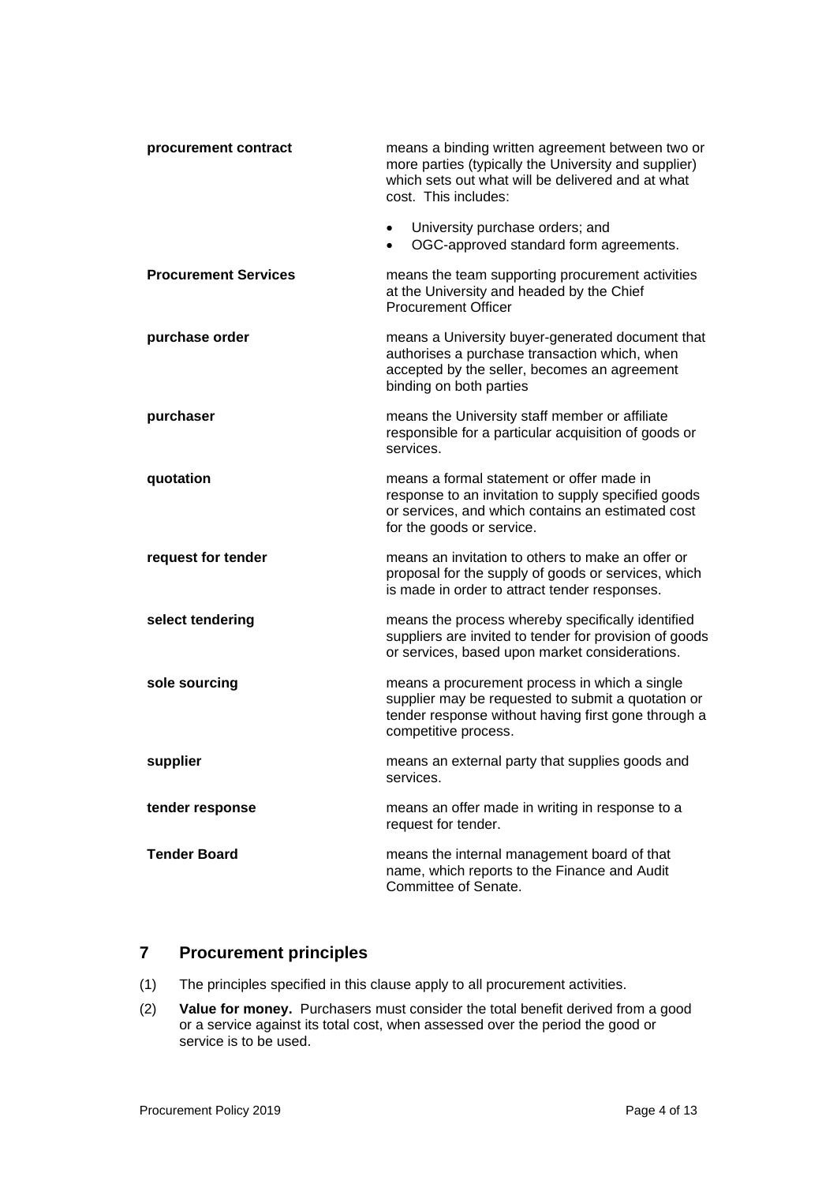| | |
|---|---|
| **procurement contract** | means a binding written agreement between two or more parties (typically the University and supplier) which sets out what will be delivered and at what cost. This includes:<br>• University purchase orders; and<br>• OGC-approved standard form agreements. |
| **Procurement Services** | means the team supporting procurement activities at the University and headed by the Chief Procurement Officer |
| **purchase order** | means a University buyer-generated document that authorises a purchase transaction which, when accepted by the seller, becomes an agreement binding on both parties |
| **purchaser** | means the University staff member or affiliate responsible for a particular acquisition of goods or services. |
| **quotation** | means a formal statement or offer made in response to an invitation to supply specified goods or services, and which contains an estimated cost for the goods or service. |
| **request for tender** | means an invitation to others to make an offer or proposal for the supply of goods or services, which is made in order to attract tender responses. |
| **select tendering** | means the process whereby specifically identified suppliers are invited to tender for provision of goods or services, based upon market considerations. |
| **sole sourcing** | means a procurement process in which a single supplier may be requested to submit a quotation or tender response without having first gone through a competitive process. |
| **supplier** | means an external party that supplies goods and services. |
| **tender response** | means an offer made in writing in response to a request for tender. |
| **Tender Board** | means the internal management board of that name, which reports to the Finance and Audit Committee of Senate. |

## 7 Procurement principles

(1) The principles specified in this clause apply to all procurement activities.

(2) **Value for money.** Purchasers must consider the total benefit derived from a good or a service against its total cost, when assessed over the period the good or service is to be used.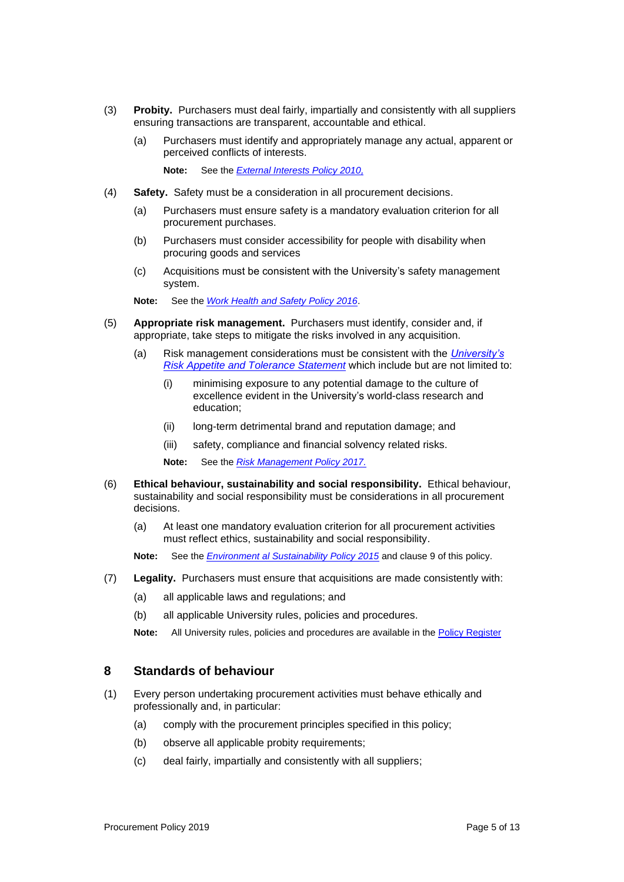(3) **Probity.** Purchasers must deal fairly, impartially and consistently with all suppliers ensuring transactions are transparent, accountable and ethical.

(a) Purchasers must identify and appropriately manage any actual, apparent or perceived conflicts of interests.

**Note:** See the *External Interests Policy 2010,*

(4) **Safety.** Safety must be a consideration in all procurement decisions.

(a) Purchasers must ensure safety is a mandatory evaluation criterion for all procurement purchases.

(b) Purchasers must consider accessibility for people with disability when procuring goods and services

(c) Acquisitions must be consistent with the University's safety management system.

**Note:** See the *Work Health and Safety Policy 2016*.

(5) **Appropriate risk management.** Purchasers must identify, consider and, if appropriate, take steps to mitigate the risks involved in any acquisition.

(a) Risk management considerations must be consistent with the *University's Risk Appetite and Tolerance Statement* which include but are not limited to:

(i) minimising exposure to any potential damage to the culture of excellence evident in the University's world-class research and education;

(ii) long-term detrimental brand and reputation damage; and

(iii) safety, compliance and financial solvency related risks.

**Note:** See the *Risk Management Policy 2017.*

(6) **Ethical behaviour, sustainability and social responsibility.** Ethical behaviour, sustainability and social responsibility must be considerations in all procurement decisions.

(a) At least one mandatory evaluation criterion for all procurement activities must reflect ethics, sustainability and social responsibility.

**Note:** See the *Environment al Sustainability Policy 2015* and clause 9 of this policy.

(7) **Legality.** Purchasers must ensure that acquisitions are made consistently with:

(a) all applicable laws and regulations; and

(b) all applicable University rules, policies and procedures.

**Note:** All University rules, policies and procedures are available in the Policy Register

## 8 Standards of behaviour

(1) Every person undertaking procurement activities must behave ethically and professionally and, in particular:

(a) comply with the procurement principles specified in this policy;

(b) observe all applicable probity requirements;

(c) deal fairly, impartially and consistently with all suppliers;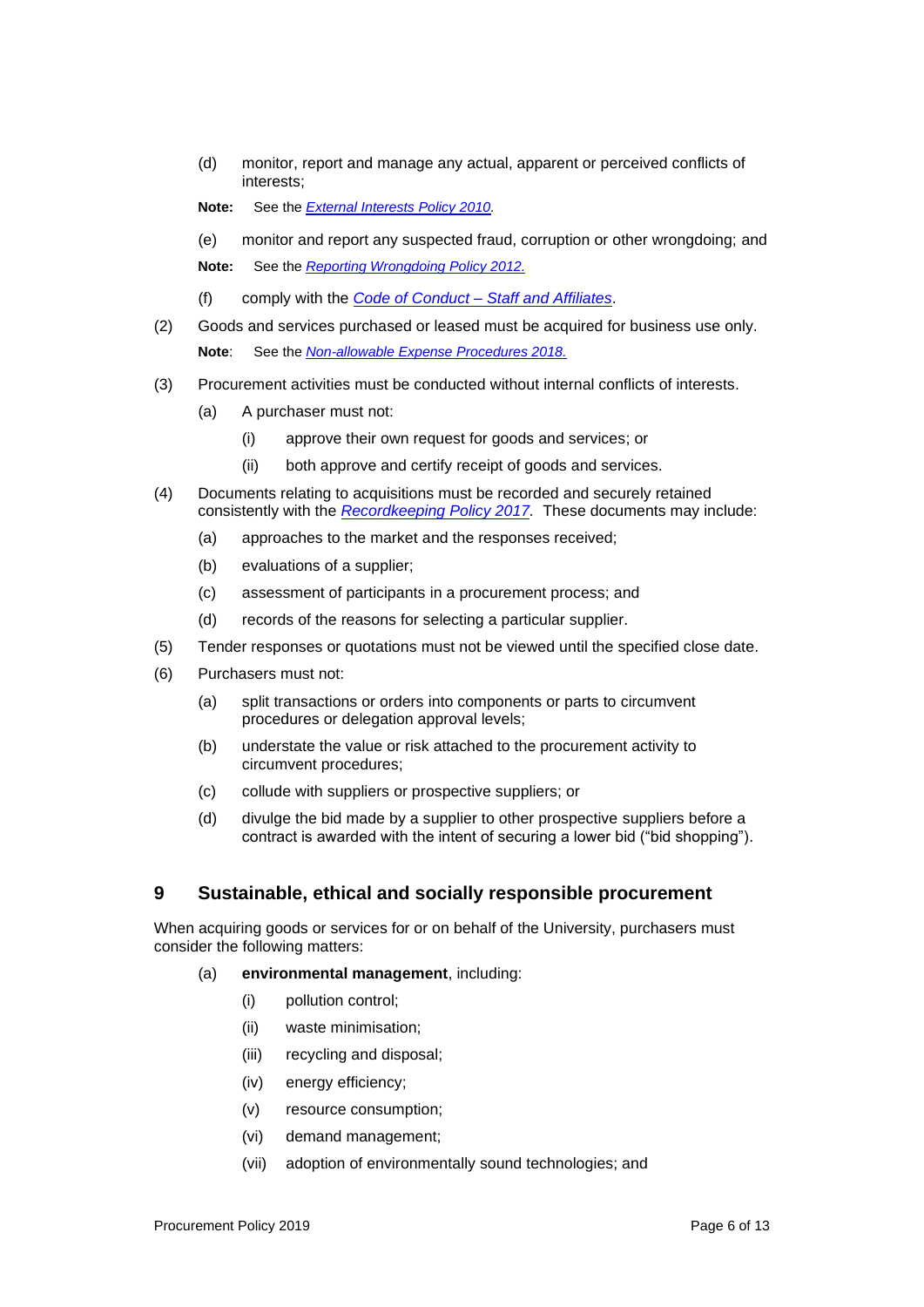(d) monitor, report and manage any actual, apparent or perceived conflicts of interests;

**Note:** See the *External Interests Policy 2010.*

(e) monitor and report any suspected fraud, corruption or other wrongdoing; and

**Note:** See the *Reporting Wrongdoing Policy 2012.*

(f) comply with the *Code of Conduct – Staff and Affiliates*.

(2) Goods and services purchased or leased must be acquired for business use only.

**Note**: See the *Non-allowable Expense Procedures 2018.*

(3) Procurement activities must be conducted without internal conflicts of interests.

(a) A purchaser must not:

(i) approve their own request for goods and services; or

(ii) both approve and certify receipt of goods and services.

(4) Documents relating to acquisitions must be recorded and securely retained consistently with the *Recordkeeping Policy 2017.* These documents may include:

(a) approaches to the market and the responses received;

(b) evaluations of a supplier;

(c) assessment of participants in a procurement process; and

(d) records of the reasons for selecting a particular supplier.

(5) Tender responses or quotations must not be viewed until the specified close date.

(6) Purchasers must not:

(a) split transactions or orders into components or parts to circumvent procedures or delegation approval levels;

(b) understate the value or risk attached to the procurement activity to circumvent procedures;

(c) collude with suppliers or prospective suppliers; or

(d) divulge the bid made by a supplier to other prospective suppliers before a contract is awarded with the intent of securing a lower bid ("bid shopping").

## 9 Sustainable, ethical and socially responsible procurement

When acquiring goods or services for or on behalf of the University, purchasers must consider the following matters:

(a) **environmental management**, including:

(i) pollution control;

(ii) waste minimisation;

(iii) recycling and disposal;

(iv) energy efficiency;

(v) resource consumption;

(vi) demand management;

(vii) adoption of environmentally sound technologies; and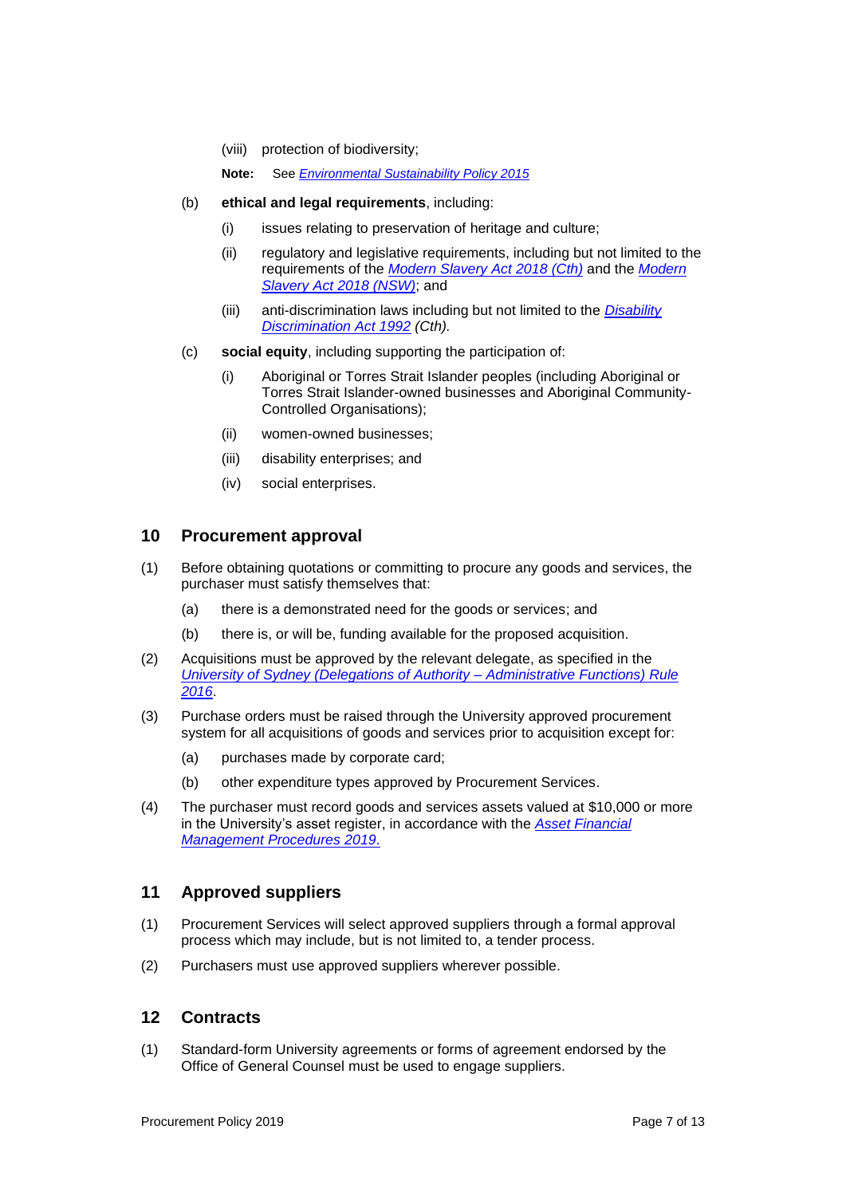(viii) protection of biodiversity;

**Note:** See *Environmental Sustainability Policy 2015*

(b) **ethical and legal requirements**, including:

(i) issues relating to preservation of heritage and culture;

(ii) regulatory and legislative requirements, including but not limited to the requirements of the *Modern Slavery Act 2018 (Cth)* and the *Modern Slavery Act 2018 (NSW)*; and

(iii) anti-discrimination laws including but not limited to the *Disability Discrimination Act 1992 (Cth).*

(c) **social equity**, including supporting the participation of:

(i) Aboriginal or Torres Strait Islander peoples (including Aboriginal or Torres Strait Islander-owned businesses and Aboriginal Community-Controlled Organisations);

(ii) women-owned businesses;

(iii) disability enterprises; and

(iv) social enterprises.

## 10 Procurement approval

(1) Before obtaining quotations or committing to procure any goods and services, the purchaser must satisfy themselves that:

(a) there is a demonstrated need for the goods or services; and

(b) there is, or will be, funding available for the proposed acquisition.

(2) Acquisitions must be approved by the relevant delegate, as specified in the *University of Sydney (Delegations of Authority – Administrative Functions) Rule 2016*.

(3) Purchase orders must be raised through the University approved procurement system for all acquisitions of goods and services prior to acquisition except for:

(a) purchases made by corporate card;

(b) other expenditure types approved by Procurement Services.

(4) The purchaser must record goods and services assets valued at $10,000 or more in the University's asset register, in accordance with the *Asset Financial Management Procedures 2019*.

## 11 Approved suppliers

(1) Procurement Services will select approved suppliers through a formal approval process which may include, but is not limited to, a tender process.

(2) Purchasers must use approved suppliers wherever possible.

## 12 Contracts

(1) Standard-form University agreements or forms of agreement endorsed by the Office of General Counsel must be used to engage suppliers.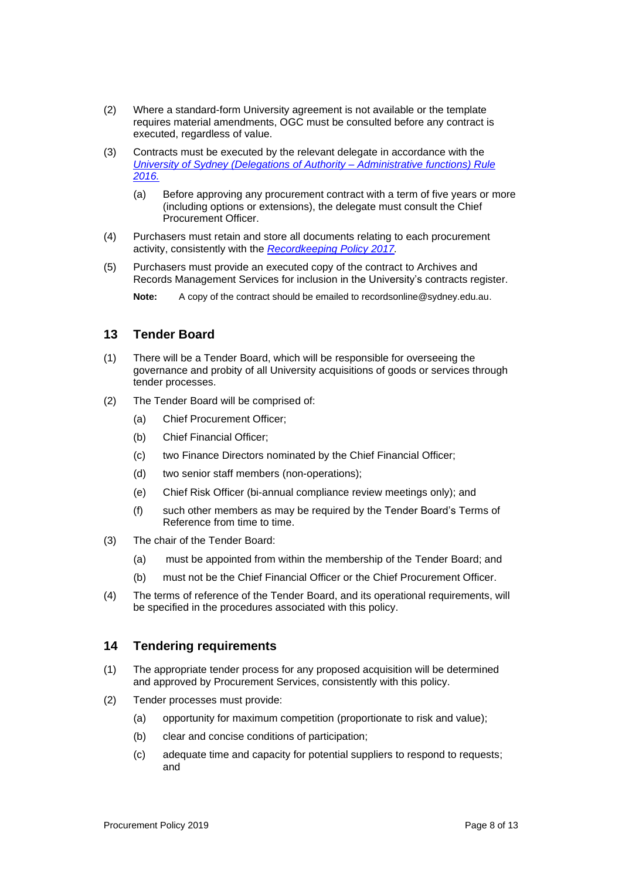(2) Where a standard-form University agreement is not available or the template requires material amendments, OGC must be consulted before any contract is executed, regardless of value.

(3) Contracts must be executed by the relevant delegate in accordance with the *[University of Sydney (Delegations of Authority – Administrative functions) Rule 2016.](#)*

  (a) Before approving any procurement contract with a term of five years or more (including options or extensions), the delegate must consult the Chief Procurement Officer.

(4) Purchasers must retain and store all documents relating to each procurement activity, consistently with the *[Recordkeeping Policy 2017](#).*

(5) Purchasers must provide an executed copy of the contract to Archives and Records Management Services for inclusion in the University's contracts register.

**Note:** A copy of the contract should be emailed to recordsonline@sydney.edu.au.

## 13 Tender Board

(1) There will be a Tender Board, which will be responsible for overseeing the governance and probity of all University acquisitions of goods or services through tender processes.

(2) The Tender Board will be comprised of:

  (a) Chief Procurement Officer;

  (b) Chief Financial Officer;

  (c) two Finance Directors nominated by the Chief Financial Officer;

  (d) two senior staff members (non-operations);

  (e) Chief Risk Officer (bi-annual compliance review meetings only); and

  (f) such other members as may be required by the Tender Board's Terms of Reference from time to time.

(3) The chair of the Tender Board:

  (a) must be appointed from within the membership of the Tender Board; and

  (b) must not be the Chief Financial Officer or the Chief Procurement Officer.

(4) The terms of reference of the Tender Board, and its operational requirements, will be specified in the procedures associated with this policy.

## 14 Tendering requirements

(1) The appropriate tender process for any proposed acquisition will be determined and approved by Procurement Services, consistently with this policy.

(2) Tender processes must provide:

  (a) opportunity for maximum competition (proportionate to risk and value);

  (b) clear and concise conditions of participation;

  (c) adequate time and capacity for potential suppliers to respond to requests; and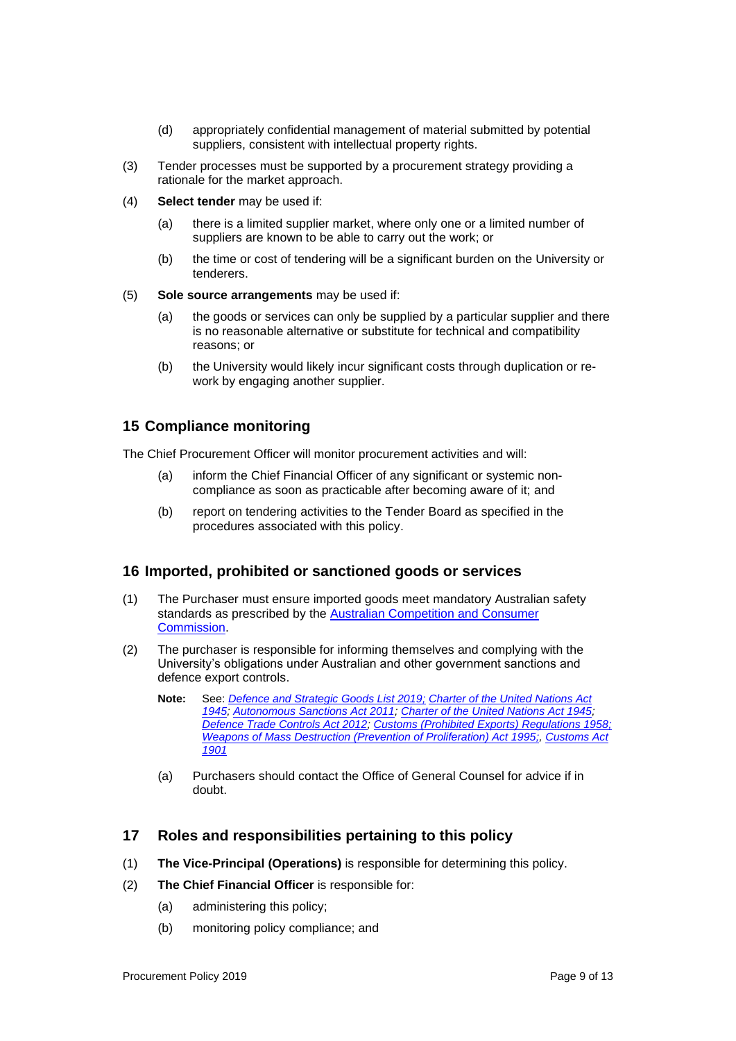(d) appropriately confidential management of material submitted by potential suppliers, consistent with intellectual property rights.

(3) Tender processes must be supported by a procurement strategy providing a rationale for the market approach.

(4) **Select tender** may be used if:

(a) there is a limited supplier market, where only one or a limited number of suppliers are known to be able to carry out the work; or

(b) the time or cost of tendering will be a significant burden on the University or tenderers.

(5) **Sole source arrangements** may be used if:

(a) the goods or services can only be supplied by a particular supplier and there is no reasonable alternative or substitute for technical and compatibility reasons; or

(b) the University would likely incur significant costs through duplication or re-work by engaging another supplier.

## 15 Compliance monitoring

The Chief Procurement Officer will monitor procurement activities and will:

(a) inform the Chief Financial Officer of any significant or systemic non-compliance as soon as practicable after becoming aware of it; and

(b) report on tendering activities to the Tender Board as specified in the procedures associated with this policy.

## 16 Imported, prohibited or sanctioned goods or services

(1) The Purchaser must ensure imported goods meet mandatory Australian safety standards as prescribed by the Australian Competition and Consumer Commission.

(2) The purchaser is responsible for informing themselves and complying with the University's obligations under Australian and other government sanctions and defence export controls.

**Note:** See: *Defence and Strategic Goods List 2019; Charter of the United Nations Act 1945; Autonomous Sanctions Act 2011; Charter of the United Nations Act 1945; Defence Trade Controls Act 2012; Customs (Prohibited Exports) Regulations 1958; Weapons of Mass Destruction (Prevention of Proliferation) Act 1995;, Customs Act 1901*

(a) Purchasers should contact the Office of General Counsel for advice if in doubt.

## 17 Roles and responsibilities pertaining to this policy

(1) **The Vice-Principal (Operations)** is responsible for determining this policy.

(2) **The Chief Financial Officer** is responsible for:

(a) administering this policy;

(b) monitoring policy compliance; and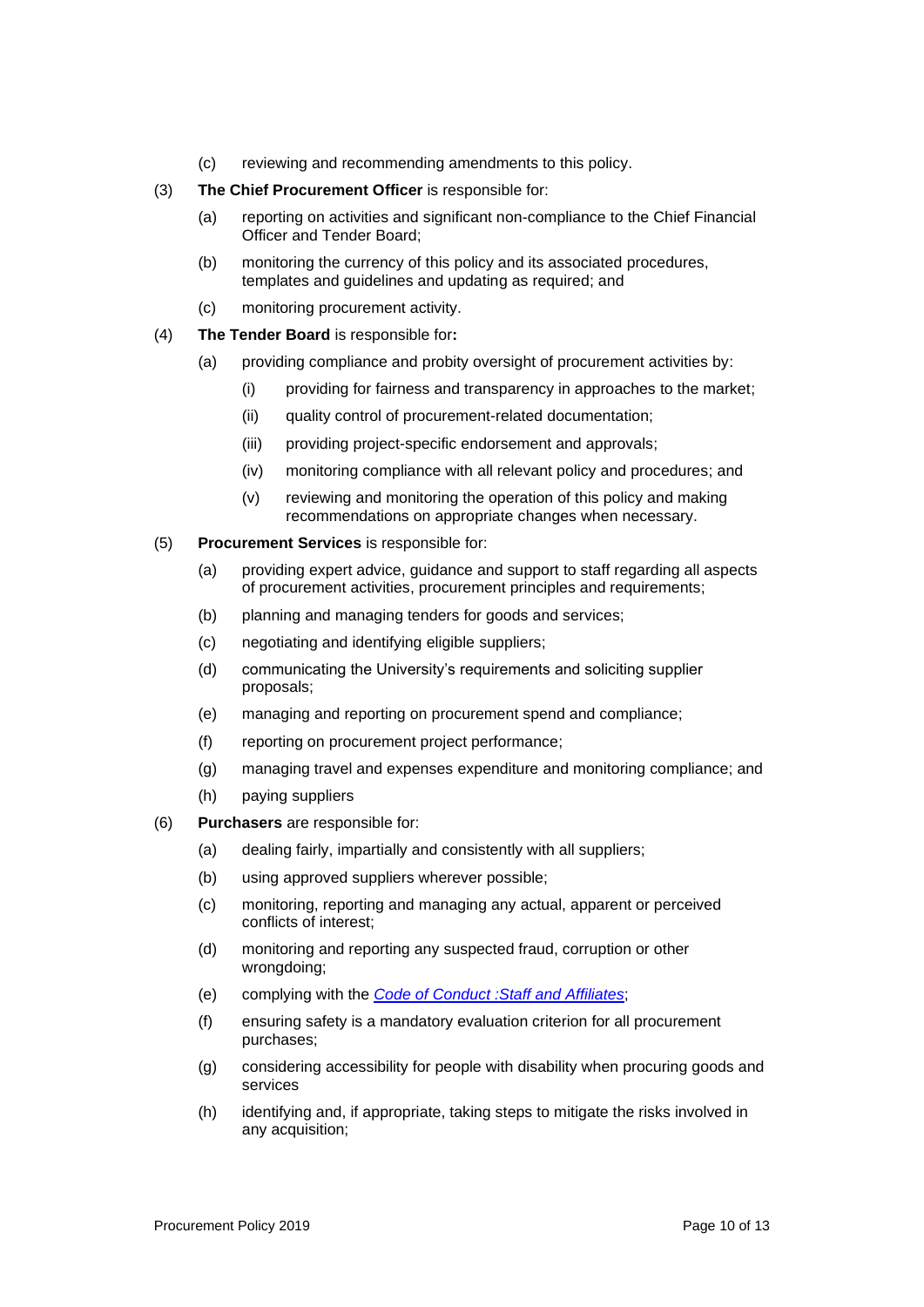(c) reviewing and recommending amendments to this policy.

(3) **The Chief Procurement Officer** is responsible for:

(a) reporting on activities and significant non-compliance to the Chief Financial Officer and Tender Board;

(b) monitoring the currency of this policy and its associated procedures, templates and guidelines and updating as required; and

(c) monitoring procurement activity.

(4) **The Tender Board** is responsible for**:**

(a) providing compliance and probity oversight of procurement activities by:

(i) providing for fairness and transparency in approaches to the market;

(ii) quality control of procurement-related documentation;

(iii) providing project-specific endorsement and approvals;

(iv) monitoring compliance with all relevant policy and procedures; and

(v) reviewing and monitoring the operation of this policy and making recommendations on appropriate changes when necessary.

(5) **Procurement Services** is responsible for:

(a) providing expert advice, guidance and support to staff regarding all aspects of procurement activities, procurement principles and requirements;

(b) planning and managing tenders for goods and services;

(c) negotiating and identifying eligible suppliers;

(d) communicating the University's requirements and soliciting supplier proposals;

(e) managing and reporting on procurement spend and compliance;

(f) reporting on procurement project performance;

(g) managing travel and expenses expenditure and monitoring compliance; and

(h) paying suppliers

(6) **Purchasers** are responsible for:

(a) dealing fairly, impartially and consistently with all suppliers;

(b) using approved suppliers wherever possible;

(c) monitoring, reporting and managing any actual, apparent or perceived conflicts of interest;

(d) monitoring and reporting any suspected fraud, corruption or other wrongdoing;

(e) complying with the *Code of Conduct :Staff and Affiliates*;

(f) ensuring safety is a mandatory evaluation criterion for all procurement purchases;

(g) considering accessibility for people with disability when procuring goods and services

(h) identifying and, if appropriate, taking steps to mitigate the risks involved in any acquisition;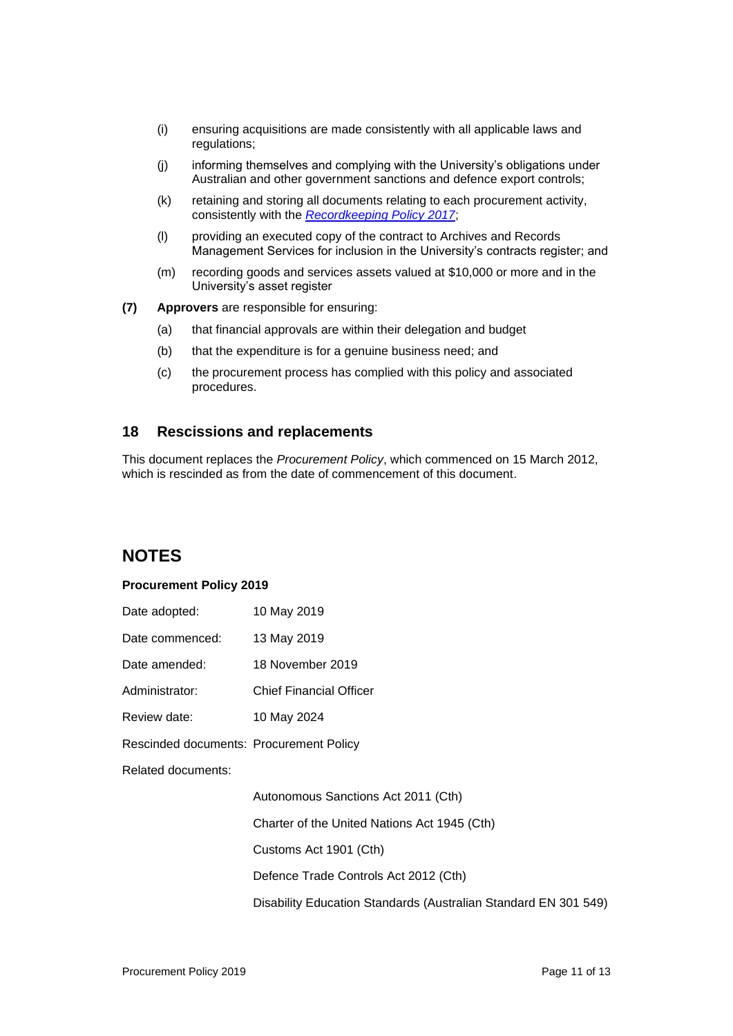(i) ensuring acquisitions are made consistently with all applicable laws and regulations;

(j) informing themselves and complying with the University's obligations under Australian and other government sanctions and defence export controls;

(k) retaining and storing all documents relating to each procurement activity, consistently with the *Recordkeeping Policy 2017*;

(l) providing an executed copy of the contract to Archives and Records Management Services for inclusion in the University's contracts register; and

(m) recording goods and services assets valued at $10,000 or more and in the University's asset register

**(7)** **Approvers** are responsible for ensuring:

(a) that financial approvals are within their delegation and budget

(b) that the expenditure is for a genuine business need; and

(c) the procurement process has complied with this policy and associated procedures.

## 18 Rescissions and replacements

This document replaces the *Procurement Policy*, which commenced on 15 March 2012, which is rescinded as from the date of commencement of this document.

# NOTES

**Procurement Policy 2019**

| | |
|---|---|
| Date adopted: | 10 May 2019 |
| Date commenced: | 13 May 2019 |
| Date amended: | 18 November 2019 |
| Administrator: | Chief Financial Officer |
| Review date: | 10 May 2024 |
| Rescinded documents: | Procurement Policy |
| Related documents: | |
| | Autonomous Sanctions Act 2011 (Cth) |
| | Charter of the United Nations Act 1945 (Cth) |
| | Customs Act 1901 (Cth) |
| | Defence Trade Controls Act 2012 (Cth) |
| | Disability Education Standards (Australian Standard EN 301 549) |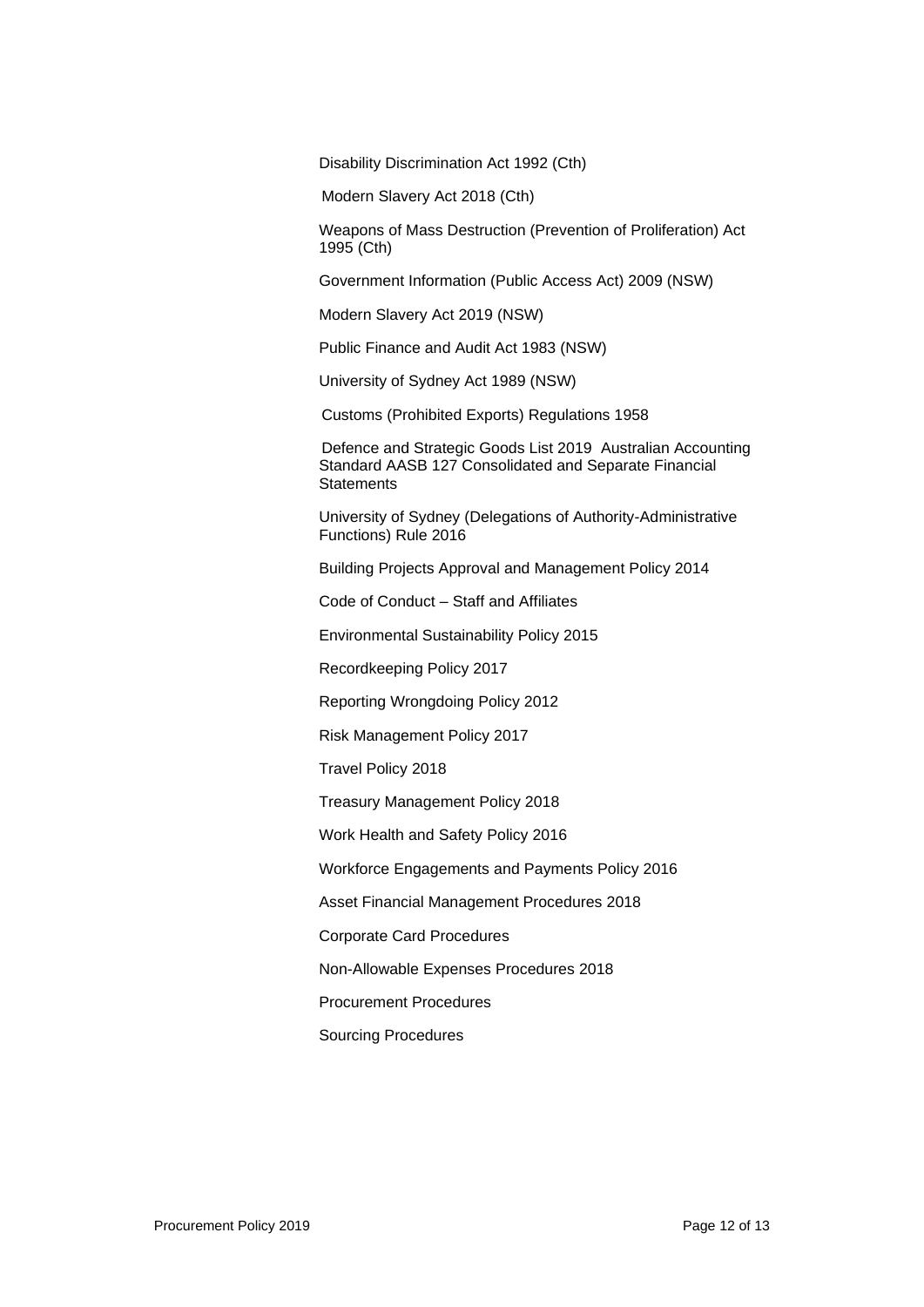Disability Discrimination Act 1992 (Cth)

Modern Slavery Act 2018 (Cth)

Weapons of Mass Destruction (Prevention of Proliferation) Act 1995 (Cth)

Government Information (Public Access Act) 2009 (NSW)

Modern Slavery Act 2019 (NSW)

Public Finance and Audit Act 1983 (NSW)

University of Sydney Act 1989 (NSW)

Customs (Prohibited Exports) Regulations 1958

Defence and Strategic Goods List 2019 Australian Accounting Standard AASB 127 Consolidated and Separate Financial Statements

University of Sydney (Delegations of Authority-Administrative Functions) Rule 2016

Building Projects Approval and Management Policy 2014

Code of Conduct – Staff and Affiliates

Environmental Sustainability Policy 2015

Recordkeeping Policy 2017

Reporting Wrongdoing Policy 2012

Risk Management Policy 2017

Travel Policy 2018

Treasury Management Policy 2018

Work Health and Safety Policy 2016

Workforce Engagements and Payments Policy 2016

Asset Financial Management Procedures 2018

Corporate Card Procedures

Non-Allowable Expenses Procedures 2018

Procurement Procedures

Sourcing Procedures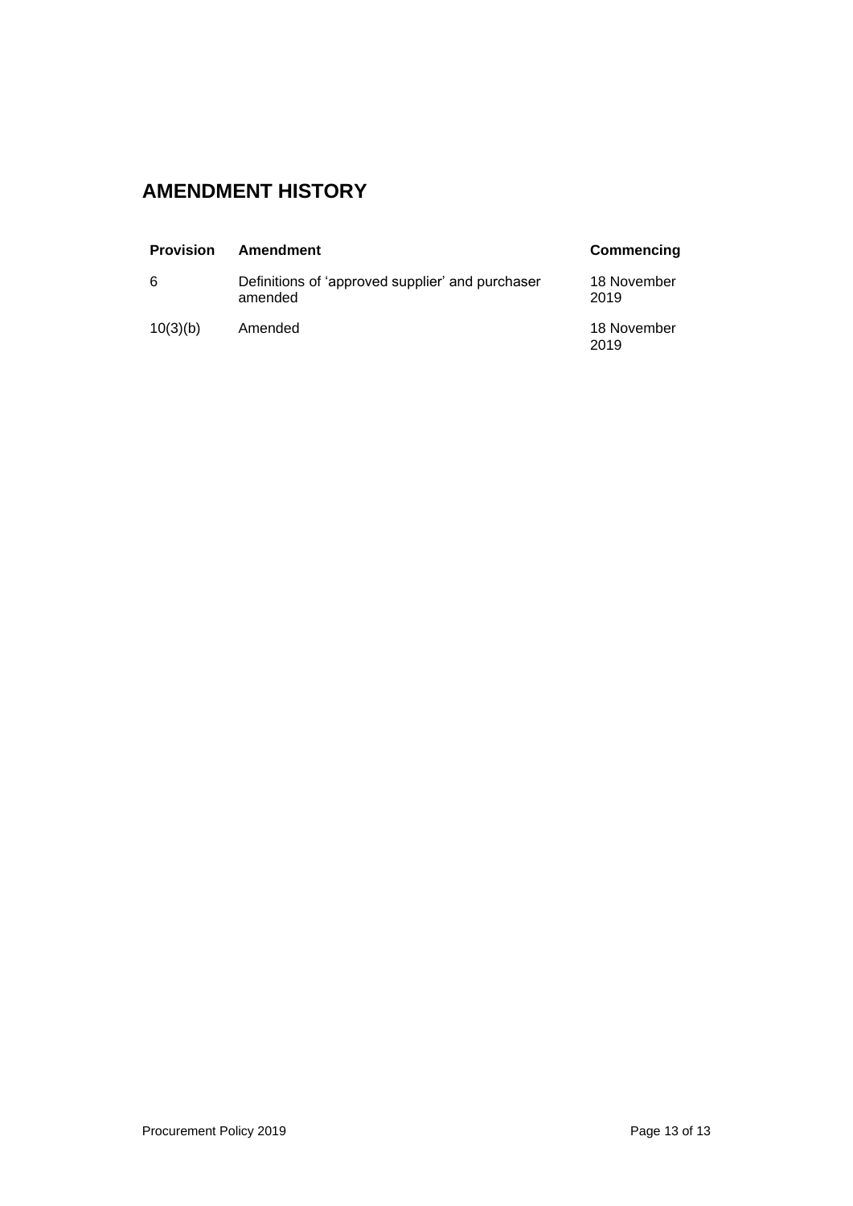# AMENDMENT HISTORY

| Provision | Amendment | Commencing |
| --- | --- | --- |
| 6 | Definitions of ‘approved supplier’ and purchaser amended | 18 November 2019 |
| 10(3)(b) | Amended | 18 November 2019 |